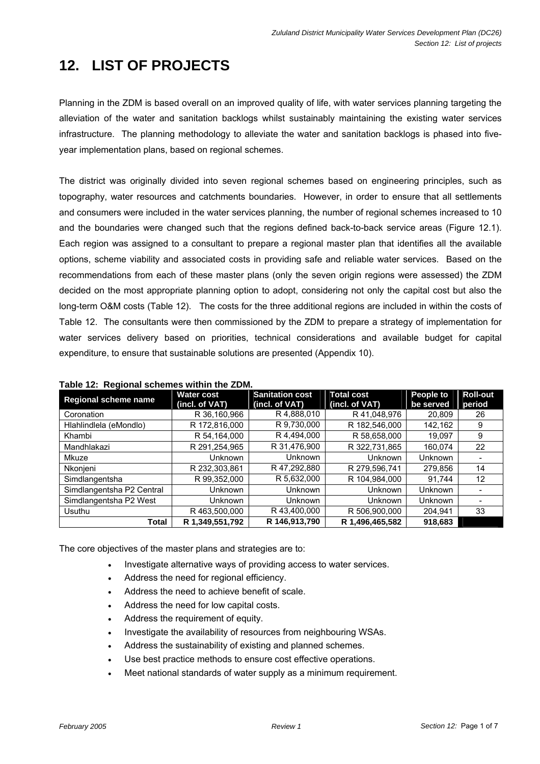# 12. LIST OF PROJECTS

Planning in the ZDM is based overall on an improved quality of life, with water services planning targeting the alleviation of the water and sanitation backlogs whilst sustainably maintaining the existing water services infrastructure. The planning methodology to alleviate the water and sanitation backlogs is phased into five-year implementation plans, based on regional schemes.

The district was originally divided into seven regional schemes based on engineering principles, such as topography, water resources and catchments boundaries. However, in order to ensure that all settlements and consumers were included in the water services planning, the number of regional schemes increased to 10 and the boundaries were changed such that the regions defined back-to-back service areas (Figure 12.1). Each region was assigned to a consultant to prepare a regional master plan that identifies all the available options, scheme viability and associated costs in providing safe and reliable water services. Based on the recommendations from each of these master plans (only the seven origin regions were assessed) the ZDM decided on the most appropriate planning option to adopt, considering not only the capital cost but also the long-term O&M costs (Table 12). The costs for the three additional regions are included in within the costs of Table 12. The consultants were then commissioned by the ZDM to prepare a strategy of implementation for water services delivery based on priorities, technical considerations and available budget for capital expenditure, to ensure that sustainable solutions are presented (Appendix 10).

**Table 12: Regional schemes within the ZDM.**

| Regional scheme name | Water cost (incl. of VAT) | Sanitation cost (incl. of VAT) | Total cost (incl. of VAT) | People to be served | Roll-out period |
|---|---|---|---|---|---|
| Coronation | R 36,160,966 | R 4,888,010 | R 41,048,976 | 20,809 | 26 |
| Hlahlindlela (eMondlo) | R 172,816,000 | R 9,730,000 | R 182,546,000 | 142,162 | 9 |
| Khambi | R 54,164,000 | R 4,494,000 | R 58,658,000 | 19,097 | 9 |
| Mandhlakazi | R 291,254,965 | R 31,476,900 | R 322,731,865 | 160,074 | 22 |
| Mkuze | Unknown | Unknown | Unknown | Unknown | - |
| Nkonjeni | R 232,303,861 | R 47,292,880 | R 279,596,741 | 279,856 | 14 |
| Simdlangentsha | R 99,352,000 | R 5,632,000 | R 104,984,000 | 91,744 | 12 |
| Simdlangentsha P2 Central | Unknown | Unknown | Unknown | Unknown | - |
| Simdlangentsha P2 West | Unknown | Unknown | Unknown | Unknown | - |
| Usuthu | R 463,500,000 | R 43,400,000 | R 506,900,000 | 204,941 | 33 |
| **Total** | **R 1,349,551,792** | **R 146,913,790** | **R 1,496,465,582** | **918,683** | |

The core objectives of the master plans and strategies are to:

- Investigate alternative ways of providing access to water services.
- Address the need for regional efficiency.
- Address the need to achieve benefit of scale.
- Address the need for low capital costs.
- Address the requirement of equity.
- Investigate the availability of resources from neighbouring WSAs.
- Address the sustainability of existing and planned schemes.
- Use best practice methods to ensure cost effective operations.
- Meet national standards of water supply as a minimum requirement.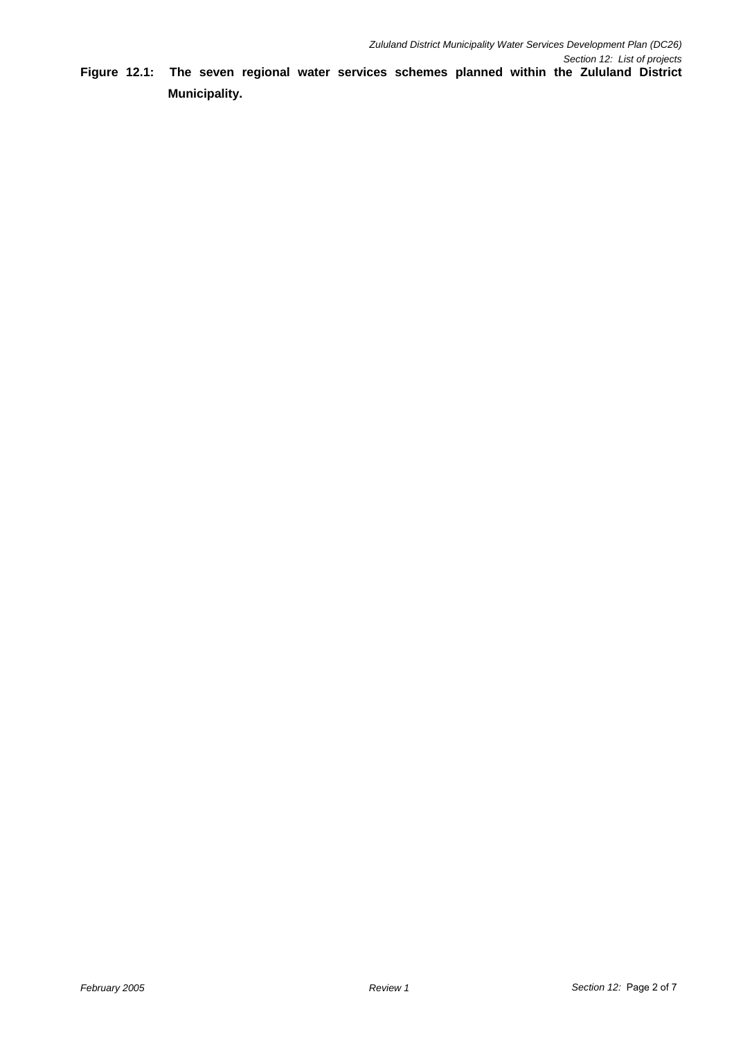**Figure 12.1: The seven regional water services schemes planned within the Zululand District Municipality.**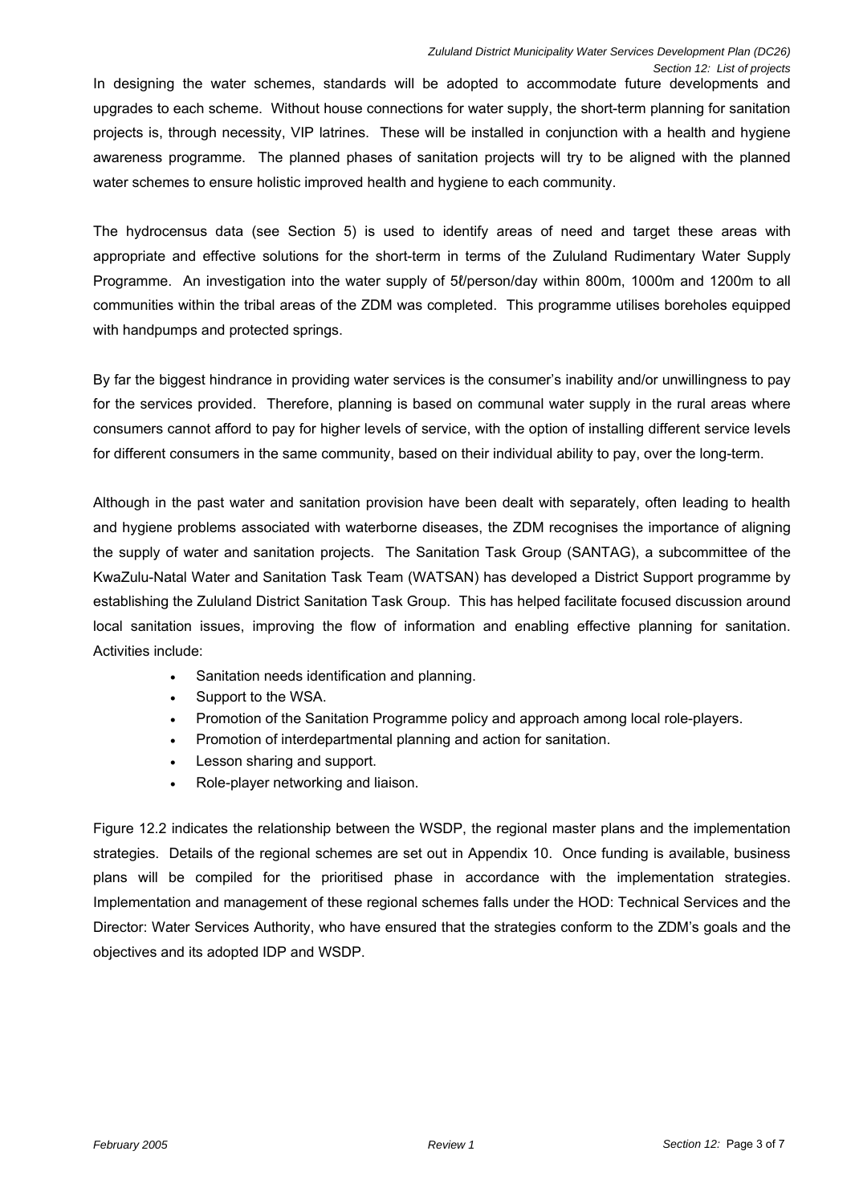In designing the water schemes, standards will be adopted to accommodate future developments and upgrades to each scheme. Without house connections for water supply, the short-term planning for sanitation projects is, through necessity, VIP latrines. These will be installed in conjunction with a health and hygiene awareness programme. The planned phases of sanitation projects will try to be aligned with the planned water schemes to ensure holistic improved health and hygiene to each community.

The hydrocensus data (see Section 5) is used to identify areas of need and target these areas with appropriate and effective solutions for the short-term in terms of the Zululand Rudimentary Water Supply Programme. An investigation into the water supply of 5ℓ/person/day within 800m, 1000m and 1200m to all communities within the tribal areas of the ZDM was completed. This programme utilises boreholes equipped with handpumps and protected springs.

By far the biggest hindrance in providing water services is the consumer's inability and/or unwillingness to pay for the services provided. Therefore, planning is based on communal water supply in the rural areas where consumers cannot afford to pay for higher levels of service, with the option of installing different service levels for different consumers in the same community, based on their individual ability to pay, over the long-term.

Although in the past water and sanitation provision have been dealt with separately, often leading to health and hygiene problems associated with waterborne diseases, the ZDM recognises the importance of aligning the supply of water and sanitation projects. The Sanitation Task Group (SANTAG), a subcommittee of the KwaZulu-Natal Water and Sanitation Task Team (WATSAN) has developed a District Support programme by establishing the Zululand District Sanitation Task Group. This has helped facilitate focused discussion around local sanitation issues, improving the flow of information and enabling effective planning for sanitation. Activities include:

- Sanitation needs identification and planning.
- Support to the WSA.
- Promotion of the Sanitation Programme policy and approach among local role-players.
- Promotion of interdepartmental planning and action for sanitation.
- Lesson sharing and support.
- Role-player networking and liaison.

Figure 12.2 indicates the relationship between the WSDP, the regional master plans and the implementation strategies. Details of the regional schemes are set out in Appendix 10. Once funding is available, business plans will be compiled for the prioritised phase in accordance with the implementation strategies. Implementation and management of these regional schemes falls under the HOD: Technical Services and the Director: Water Services Authority, who have ensured that the strategies conform to the ZDM's goals and the objectives and its adopted IDP and WSDP.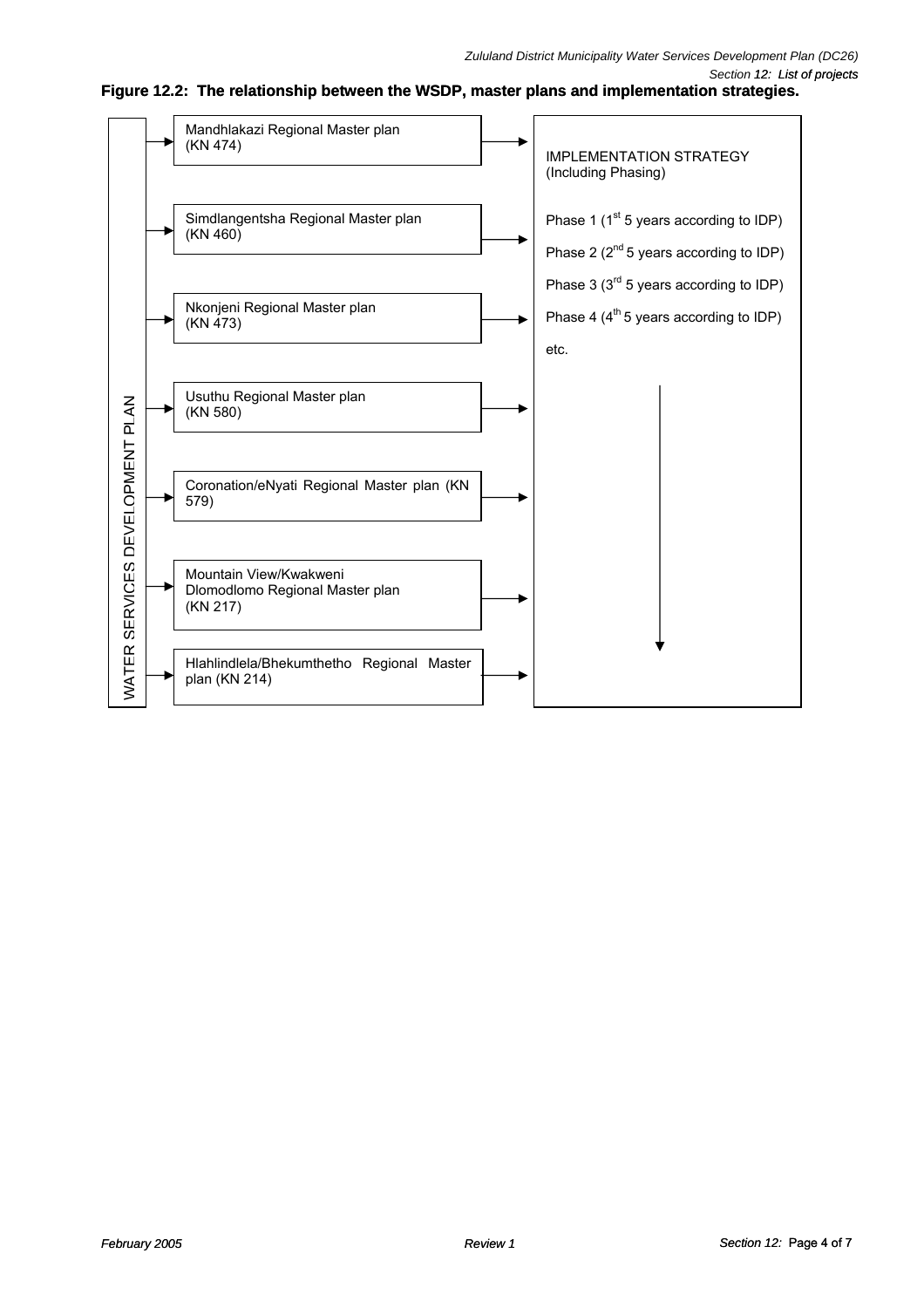**Figure 12.2: The relationship between the WSDP, master plans and implementation strategies.**

WATER SERVICES DEVELOPMENT PLAN

- Mandhlakazi Regional Master plan (KN 474)
- Simdlangentsha Regional Master plan (KN 460)
- Nkonjeni Regional Master plan (KN 473)
- Usuthu Regional Master plan (KN 580)
- Coronation/eNyati Regional Master plan (KN 579)
- Mountain View/Kwakweni Dlomodlomo Regional Master plan (KN 217)
- Hlahlindlela/Bhekumthetho Regional Master plan (KN 214)

IMPLEMENTATION STRATEGY (Including Phasing)

Phase 1 (1st 5 years according to IDP)

Phase 2 (2nd 5 years according to IDP)

Phase 3 (3rd 5 years according to IDP)

Phase 4 (4th 5 years according to IDP)

etc.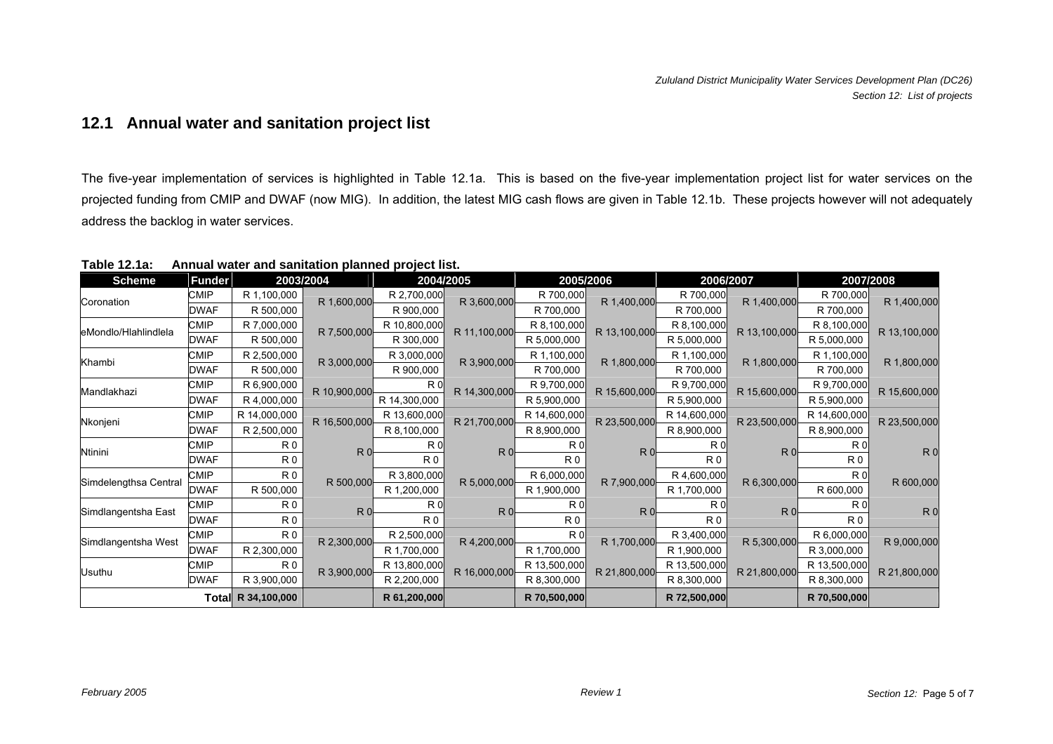## 12.1 Annual water and sanitation project list

The five-year implementation of services is highlighted in Table 12.1a. This is based on the five-year implementation project list for water services on the projected funding from CMIP and DWAF (now MIG). In addition, the latest MIG cash flows are given in Table 12.1b. These projects however will not adequately address the backlog in water services.

**Table 12.1a: Annual water and sanitation planned project list.**

| Scheme | Funder | 2003/2004 | | 2004/2005 | | 2005/2006 | | 2006/2007 | | 2007/2008 | |
|---|---|---|---|---|---|---|---|---|---|---|---|
| Coronation | CMIP | R 1,100,000 | R 1,600,000 | R 2,700,000 | R 3,600,000 | R 700,000 | R 1,400,000 | R 700,000 | R 1,400,000 | R 700,000 | R 1,400,000 |
| | DWAF | R 500,000 | | R 900,000 | | R 700,000 | | R 700,000 | | R 700,000 | |
| eMondlo/Hlahlindlela | CMIP | R 7,000,000 | R 7,500,000 | R 10,800,000 | R 11,100,000 | R 8,100,000 | R 13,100,000 | R 8,100,000 | R 13,100,000 | R 8,100,000 | R 13,100,000 |
| | DWAF | R 500,000 | | R 300,000 | | R 5,000,000 | | R 5,000,000 | | R 5,000,000 | |
| Khambi | CMIP | R 2,500,000 | R 3,000,000 | R 3,000,000 | R 3,900,000 | R 1,100,000 | R 1,800,000 | R 1,100,000 | R 1,800,000 | R 1,100,000 | R 1,800,000 |
| | DWAF | R 500,000 | | R 900,000 | | R 700,000 | | R 700,000 | | R 700,000 | |
| Mandlakhazi | CMIP | R 6,900,000 | R 10,900,000 | R 0 | R 14,300,000 | R 9,700,000 | R 15,600,000 | R 9,700,000 | R 15,600,000 | R 9,700,000 | R 15,600,000 |
| | DWAF | R 4,000,000 | | R 14,300,000 | | R 5,900,000 | | R 5,900,000 | | R 5,900,000 | |
| Nkonjeni | CMIP | R 14,000,000 | R 16,500,000 | R 13,600,000 | R 21,700,000 | R 14,600,000 | R 23,500,000 | R 14,600,000 | R 23,500,000 | R 14,600,000 | R 23,500,000 |
| | DWAF | R 2,500,000 | | R 8,100,000 | | R 8,900,000 | | R 8,900,000 | | R 8,900,000 | |
| Ntinini | CMIP | R 0 | R 0 | R 0 | R 0 | R 0 | R 0 | R 0 | R 0 | R 0 | R 0 |
| | DWAF | R 0 | | R 0 | | R 0 | | R 0 | | R 0 | |
| Simdelengthsa Central | CMIP | R 0 | R 500,000 | R 3,800,000 | R 5,000,000 | R 6,000,000 | R 7,900,000 | R 4,600,000 | R 6,300,000 | R 0 | R 600,000 |
| | DWAF | R 500,000 | | R 1,200,000 | | R 1,900,000 | | R 1,700,000 | | R 600,000 | |
| Simdlangentsha East | CMIP | R 0 | R 0 | R 0 | R 0 | R 0 | R 0 | R 0 | R 0 | R 0 | R 0 |
| | DWAF | R 0 | | R 0 | | R 0 | | R 0 | | R 0 | |
| Simdlangentsha West | CMIP | R 0 | R 2,300,000 | R 2,500,000 | R 4,200,000 | R 0 | R 1,700,000 | R 3,400,000 | R 5,300,000 | R 6,000,000 | R 9,000,000 |
| | DWAF | R 2,300,000 | | R 1,700,000 | | R 1,700,000 | | R 1,900,000 | | R 3,000,000 | |
| Usuthu | CMIP | R 0 | R 3,900,000 | R 13,800,000 | R 16,000,000 | R 13,500,000 | R 21,800,000 | R 13,500,000 | R 21,800,000 | R 13,500,000 | R 21,800,000 |
| | DWAF | R 3,900,000 | | R 2,200,000 | | R 8,300,000 | | R 8,300,000 | | R 8,300,000 | |
| | **Total** | **R 34,100,000** | | **R 61,200,000** | | **R 70,500,000** | | **R 72,500,000** | | **R 70,500,000** | |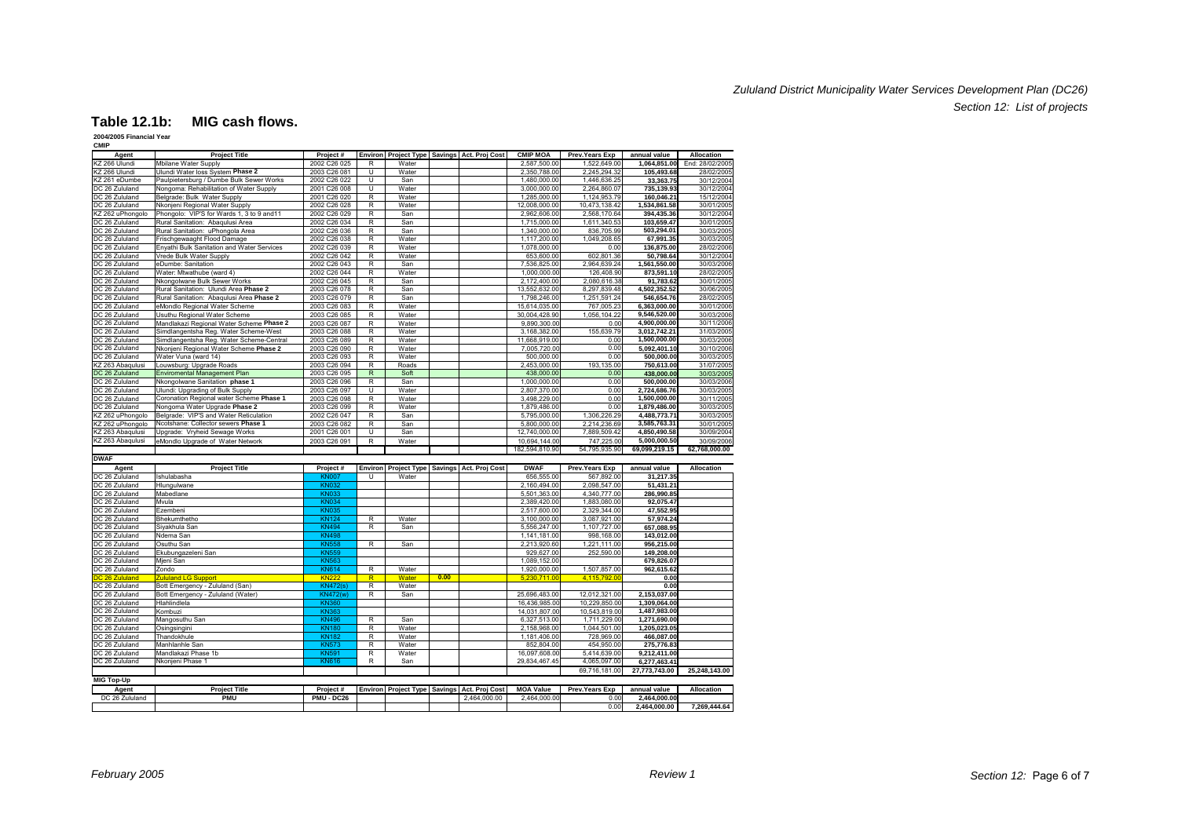## Table 12.1b: MIG cash flows.

**2004/2005 Financial Year**

**CMIP**

| Agent | Project Title | Project # | Environ | Project Type | Savings | Act. Proj Cost | CMIP MOA | Prev.Years Exp | annual value | Allocation |
|---|---|---|---|---|---|---|---|---|---|---|
| KZ 266 Ulundi | Mbilane Water Supply | 2002 C26 025 | R | Water | | | 2,587,500.00 | 1,522,649.00 | 1,064,851.00 | End: 28/02/2005 |
| KZ 266 Ulundi | Ulundi Water loss System **Phase 2** | 2003 C26 081 | U | Water | | | 2,350,788.00 | 2,245,294.32 | 105,493.68 | 28/02/2005 |
| KZ 261 eDumbe | Paulpietersburg / Dumbe Bulk Sewer Works | 2002 C26 022 | U | San | | | 1,480,000.00 | 1,446,636.25 | 33,363.75 | 30/12/2004 |
| DC 26 Zululand | Nongoma: Rehabilitation of Water Supply | 2001 C26 008 | U | Water | | | 3,000,000.00 | 2,264,860.07 | 735,139.93 | 30/12/2004 |
| DC 26 Zululand | Belgrade: Bulk Water Supply | 2001 C26 020 | R | Water | | | 1,285,000.00 | 1,124,953.79 | 160,046.21 | 15/12/2004 |
| DC 26 Zululand | Nkonjeni Regional Water Supply | 2002 C26 028 | R | Water | | | 12,008,000.00 | 10,473,138.42 | 1,534,861.58 | 30/01/2005 |
| KZ 262 uPhongolo | Phongolo: VIP'S for Wards 1, 3 to 9 and11 | 2002 C26 029 | R | San | | | 2,962,606.00 | 2,568,170.64 | 394,435.36 | 30/12/2004 |
| DC 26 Zululand | Rural Sanitation: Abaqulusi Area | 2002 C26 034 | R | San | | | 1,715,000.00 | 1,611,340.53 | 103,659.47 | 30/01/2005 |
| DC 26 Zululand | Rural Sanitation: uPhongola Area | 2002 C26 036 | R | San | | | 1,340,000.00 | 836,705.99 | 503,294.01 | 30/03/2005 |
| DC 26 Zululand | Frischgewaaght Flood Damage | 2002 C26 038 | R | Water | | | 1,117,200.00 | 1,049,208.65 | 67,991.35 | 30/03/2005 |
| DC 26 Zululand | Enyathi Bulk Sanitation and Water Services | 2002 C26 039 | R | Water | | | 1,078,000.00 | 0.00 | 136,875.00 | 28/02/2006 |
| DC 26 Zululand | Vrede Bulk Water Supply | 2002 C26 042 | R | Water | | | 653,600.00 | 602,801.36 | 50,798.64 | 30/12/2004 |
| DC 26 Zululand | eDumbe: Sanitation | 2002 C26 043 | R | San | | | 7,536,825.00 | 2,964,639.24 | 1,561,550.00 | 30/03/2006 |
| DC 26 Zululand | Water: Mtwathube (ward 4) | 2002 C26 044 | R | Water | | | 1,000,000.00 | 126,408.90 | 873,591.10 | 28/02/2005 |
| DC 26 Zululand | Nkongolwane Bulk Sewer Works | 2002 C26 045 | R | San | | | 2,172,400.00 | 2,080,616.38 | 91,783.62 | 30/01/2005 |
| DC 26 Zululand | Rural Sanitation: Ulundi Area **Phase 2** | 2003 C26 078 | R | San | | | 13,552,632.00 | 8,297,839.48 | 4,502,352.52 | 30/06/2005 |
| DC 26 Zululand | Rural Sanitation: Abaqulusi Area **Phase 2** | 2003 C26 079 | R | San | | | 1,798,246.00 | 1,251,591.24 | 546,654.76 | 28/02/2005 |
| DC 26 Zululand | eMondlo Regional Water Scheme | 2003 C26 083 | R | Water | | | 15,614,035.00 | 767,005.23 | 6,363,000.00 | 30/01/2006 |
| DC 26 Zululand | Usuthu Regional Water Scheme | 2003 C26 085 | R | Water | | | 30,004,428.90 | 1,056,104.22 | 9,546,520.00 | 30/03/2006 |
| DC 26 Zululand | Mandlakazi Regional Water Scheme **Phase 2** | 2003 C26 087 | R | Water | | | 9,890,300.00 | 0.00 | 4,900,000.00 | 30/11/2006 |
| DC 26 Zululand | Simdlangentsha Reg. Water Scheme-West | 2003 C26 088 | R | Water | | | 3,168,382.00 | 155,639.79 | 3,012,742.21 | 31/03/2005 |
| DC 26 Zululand | Simdlangentsha Reg. Water Scheme-Central | 2003 C26 089 | R | Water | | | 11,668,919.00 | 0.00 | 1,500,000.00 | 30/03/2006 |
| DC 26 Zululand | Nkonjeni Regional Water Scheme **Phase 2** | 2003 C26 090 | R | Water | | | 7,005,720.00 | 0.00 | 5,092,401.10 | 30/10/2006 |
| DC 26 Zululand | Water Vuna (ward 14) | 2003 C26 093 | R | Water | | | 500,000.00 | 0.00 | 500,000.00 | 30/03/2005 |
| KZ 263 Abaqulusi | Louwsburg: Upgrade Roads | 2003 C26 094 | R | Roads | | | 2,453,000.00 | 193,135.00 | 750,613.00 | 31/07/2005 |
| DC 26 Zululand | Enviromental Management Plan | 2003 C26 095 | R | Soft | | | 438,000.00 | 0.00 | 438,000.00 | 30/03/2005 |
| DC 26 Zululand | Nkongolwane Sanitation **phase 1** | 2003 C26 096 | R | San | | | 1,000,000.00 | 0.00 | 500,000.00 | 30/03/2006 |
| DC 26 Zululand | Ulundi: Upgrading of Bulk Supply | 2003 C26 097 | U | Water | | | 2,807,370.00 | 0.00 | 2,724,686.76 | 30/03/2005 |
| DC 26 Zululand | Coronation Regional water Scheme **Phase 1** | 2003 C26 098 | R | Water | | | 3,498,229.00 | 0.00 | 1,500,000.00 | 30/11/2005 |
| DC 26 Zululand | Nongoma Water Upgrade **Phase 2** | 2003 C26 099 | R | Water | | | 1,879,486.00 | 0.00 | 1,879,486.00 | 30/03/2005 |
| KZ 262 uPhongolo | Belgrade: VIP'S and Water Reticulation | 2002 C26 047 | R | San | | | 5,795,000.00 | 1,306,226.29 | 4,488,773.71 | 30/03/2005 |
| KZ 262 uPhongolo | Ncotshane: Collector sewers **Phase 1** | 2003 C26 082 | R | San | | | 5,800,000.00 | 2,214,236.69 | 3,585,763.31 | 30/01/2005 |
| KZ 263 Abaqulusi | Upgrade: Vryheid Sewage Works | 2001 C26 001 | U | San | | | 12,740,000.00 | 7,889,509.42 | 4,850,490.58 | 30/09/2004 |
| KZ 263 Abaqulusi | eMondlo Upgrade of Water Network | 2003 C26 091 | R | Water | | | 10,694,144.00 | 747,225.00 | 5,000,000.50 | 30/09/2006 |
| | | | | | | | 182,594,810.90 | 54,795,935.90 | **69,099,219.15** | **62,768,000.00** |

**DWAF**

| Agent | Project Title | Project # | Environ | Project Type | Savings | Act. Proj Cost | DWAF | Prev.Years Exp | annual value | Allocation |
|---|---|---|---|---|---|---|---|---|---|---|
| DC 26 Zululand | Ishulabasha | KN007 | U | Water | | | 656,555.00 | 567,892.00 | 31,217.35 | |
| DC 26 Zululand | Hlungulwane | KN032 | | | | | 2,160,494.00 | 2,098,547.00 | 51,431.21 | |
| DC 26 Zululand | Mabedlane | KN033 | | | | | 5,501,363.00 | 4,340,777.00 | 286,990.85 | |
| DC 26 Zululand | Mvula | KN034 | | | | | 2,389,420.00 | 1,883,080.00 | 92,075.47 | |
| DC 26 Zululand | Ezembeni | KN035 | | | | | 2,517,600.00 | 2,329,344.00 | 47,552.95 | |
| DC 26 Zululand | Bhekumthetho | KN124 | R | Water | | | 3,100,000.00 | 3,087,921.00 | 57,974.24 | |
| DC 26 Zululand | Siyakhula San | KN494 | R | San | | | 5,556,247.00 | 1,107,727.00 | 657,088.95 | |
| DC 26 Zululand | Ndema San | KN498 | | | | | 1,141,181.00 | 998,168.00 | 143,012.00 | |
| DC 26 Zululand | Osuthu San | KN558 | R | San | | | 2,213,920.60 | 1,221,111.00 | 956,215.00 | |
| DC 26 Zululand | Ekubungazeleni San | KN559 | | | | | 929,627.00 | 252,590.00 | 149,208.00 | |
| DC 26 Zululand | Mjeni San | KN563 | | | | | 1,089,152.00 | | 679,826.07 | |
| DC 26 Zululand | Zondo | KN614 | R | Water | | | 1,920,000.00 | 1,507,857.00 | 962,615.62 | |
| DC 26 Zululand | Zululand LG Support | KN222 | R | Water | 0.00 | | 5,230,711.00 | 4,115,792.00 | 0.00 | |
| DC 26 Zululand | Bott Emergency - Zululand (San) | KN472(s) | R | Water | | | | | 0.00 | |
| DC 26 Zululand | Bott Emergency - Zululand (Water) | KN472(w) | R | San | | | 25,696,483.00 | 12,012,321.00 | 2,153,037.00 | |
| DC 26 Zululand | Hlahlindlela | KN360 | | | | | 16,436,985.00 | 10,229,850.00 | 1,309,064.00 | |
| DC 26 Zululand | Kombuzi | KN363 | | | | | 14,031,807.00 | 10,543,819.00 | 1,487,983.00 | |
| DC 26 Zululand | Mangosuthu San | KN496 | R | San | | | 6,327,513.00 | 1,711,229.00 | 1,271,690.00 | |
| DC 26 Zululand | Osingsingini | KN160 | R | Water | | | 2,158,968.00 | 1,044,501.00 | 1,205,023.05 | |
| DC 26 Zululand | Thandokhule | KN182 | R | Water | | | 1,181,406.00 | 728,969.00 | 466,087.00 | |
| DC 26 Zululand | Manhlanhle San | KN573 | R | Water | | | 852,804.00 | 454,950.00 | 275,776.83 | |
| DC 26 Zululand | Mandlakazi Phase 1b | KN591 | R | Water | | | 16,097,608.00 | 5,414,639.00 | 9,212,411.00 | |
| DC 26 Zululand | Nkonjeni Phase 1 | KN616 | R | San | | | 29,834,467.45 | 4,065,097.00 | 6,277,463.41 | |
| | | | | | | | | 69,716,181.00 | **27,773,743.00** | **25,248,143.00** |

**MIG Top-Up**

| Agent | Project Title | Project # | Environ | Project Type | Savings | Act. Proj Cost | MOA Value | Prev.Years Exp | annual value | Allocation |
|---|---|---|---|---|---|---|---|---|---|---|
| DC 26 Zululand | **PMU** | **PMU - DC26** | | | | 2,464,000.00 | 2,464,000.00 | 0.00 | 2,464,000.00 | |
| | | | | | | | | 0.00 | **2,464,000.00** | **7,269,444.64** |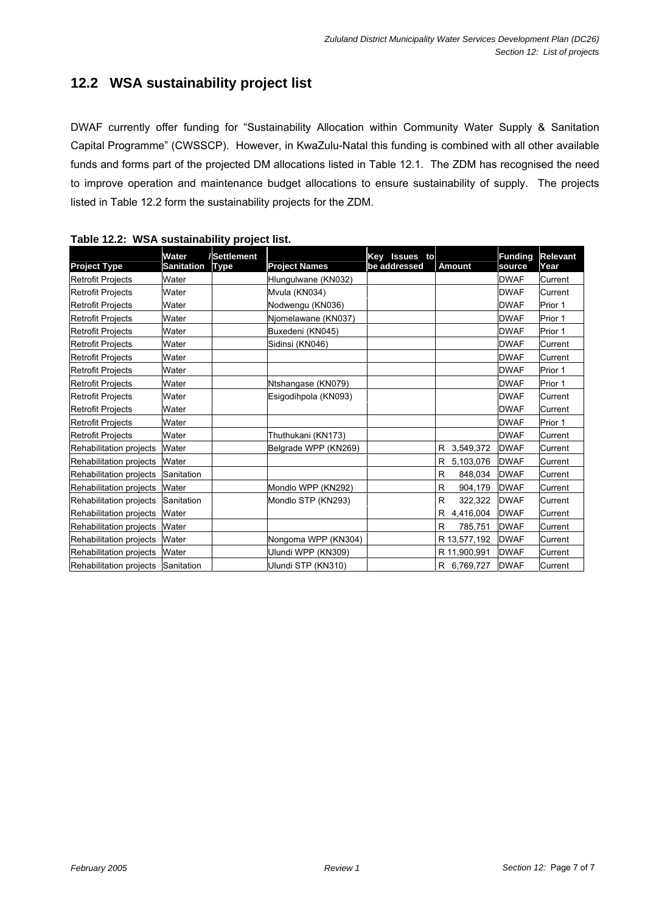## 12.2 WSA sustainability project list

DWAF currently offer funding for "Sustainability Allocation within Community Water Supply & Sanitation Capital Programme" (CWSSCP). However, in KwaZulu-Natal this funding is combined with all other available funds and forms part of the projected DM allocations listed in Table 12.1. The ZDM has recognised the need to improve operation and maintenance budget allocations to ensure sustainability of supply. The projects listed in Table 12.2 form the sustainability projects for the ZDM.

**Table 12.2: WSA sustainability project list.**

| Project Type | Water / Sanitation | Settlement Type | Project Names | Key Issues to be addressed | Amount | Funding source | Relevant Year |
|---|---|---|---|---|---|---|---|
| Retrofit Projects | Water | | Hlungulwane (KN032) | | | DWAF | Current |
| Retrofit Projects | Water | | Mvula (KN034) | | | DWAF | Current |
| Retrofit Projects | Water | | Nodwengu (KN036) | | | DWAF | Prior 1 |
| Retrofit Projects | Water | | Njomelawane (KN037) | | | DWAF | Prior 1 |
| Retrofit Projects | Water | | Buxedeni (KN045) | | | DWAF | Prior 1 |
| Retrofit Projects | Water | | Sidinsi (KN046) | | | DWAF | Current |
| Retrofit Projects | Water | | | | | DWAF | Current |
| Retrofit Projects | Water | | | | | DWAF | Prior 1 |
| Retrofit Projects | Water | | Ntshangase (KN079) | | | DWAF | Prior 1 |
| Retrofit Projects | Water | | Esigodihpola (KN093) | | | DWAF | Current |
| Retrofit Projects | Water | | | | | DWAF | Current |
| Retrofit Projects | Water | | | | | DWAF | Prior 1 |
| Retrofit Projects | Water | | Thuthukani (KN173) | | | DWAF | Current |
| Rehabilitation projects | Water | | Belgrade WPP (KN269) | | R 3,549,372 | DWAF | Current |
| Rehabilitation projects | Water | | | | R 5,103,076 | DWAF | Current |
| Rehabilitation projects | Sanitation | | | | R 848,034 | DWAF | Current |
| Rehabilitation projects | Water | | Mondlo WPP (KN292) | | R 904,179 | DWAF | Current |
| Rehabilitation projects | Sanitation | | Mondlo STP (KN293) | | R 322,322 | DWAF | Current |
| Rehabilitation projects | Water | | | | R 4,416,004 | DWAF | Current |
| Rehabilitation projects | Water | | | | R 785,751 | DWAF | Current |
| Rehabilitation projects | Water | | Nongoma WPP (KN304) | | R 13,577,192 | DWAF | Current |
| Rehabilitation projects | Water | | Ulundi WPP (KN309) | | R 11,900,991 | DWAF | Current |
| Rehabilitation projects | Sanitation | | Ulundi STP (KN310) | | R 6,769,727 | DWAF | Current |